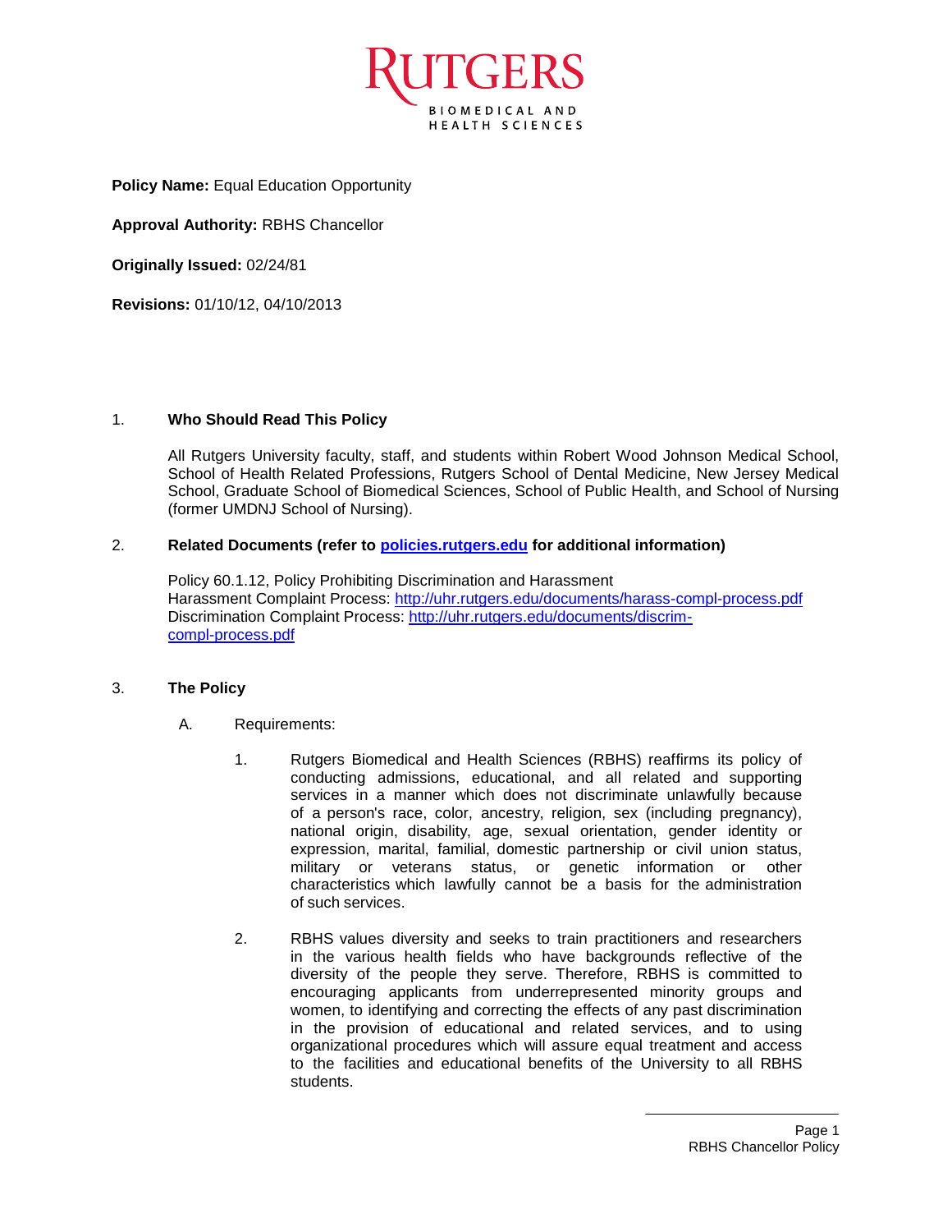**Policy Name:** Equal Education Opportunity

**Approval Authority:** RBHS Chancellor

**Originally Issued:** 02/24/81

**Revisions:** 01/10/12, 04/10/2013

1. **Who Should Read This Policy**

   All Rutgers University faculty, staff, and students within Robert Wood Johnson Medical School, School of Health Related Professions, Rutgers School of Dental Medicine, New Jersey Medical School, Graduate School of Biomedical Sciences, School of Public Health, and School of Nursing (former UMDNJ School of Nursing).

2. **Related Documents (refer to [policies.rutgers.edu](policies.rutgers.edu) for additional information)**

   Policy 60.1.12, Policy Prohibiting Discrimination and Harassment
   Harassment Complaint Process: [http://uhr.rutgers.edu/documents/harass-compl-process.pdf](http://uhr.rutgers.edu/documents/harass-compl-process.pdf)
   Discrimination Complaint Process: [http://uhr.rutgers.edu/documents/discrim-compl-process.pdf](http://uhr.rutgers.edu/documents/discrim-compl-process.pdf)

3. **The Policy**

   A. Requirements:

      1. Rutgers Biomedical and Health Sciences (RBHS) reaffirms its policy of conducting admissions, educational, and all related and supporting services in a manner which does not discriminate unlawfully because of a person's race, color, ancestry, religion, sex (including pregnancy), national origin, disability, age, sexual orientation, gender identity or expression, marital, familial, domestic partnership or civil union status, military or veterans status, or genetic information or other characteristics which lawfully cannot be a basis for the administration of such services.

      2. RBHS values diversity and seeks to train practitioners and researchers in the various health fields who have backgrounds reflective of the diversity of the people they serve. Therefore, RBHS is committed to encouraging applicants from underrepresented minority groups and women, to identifying and correcting the effects of any past discrimination in the provision of educational and related services, and to using organizational procedures which will assure equal treatment and access to the facilities and educational benefits of the University to all RBHS students.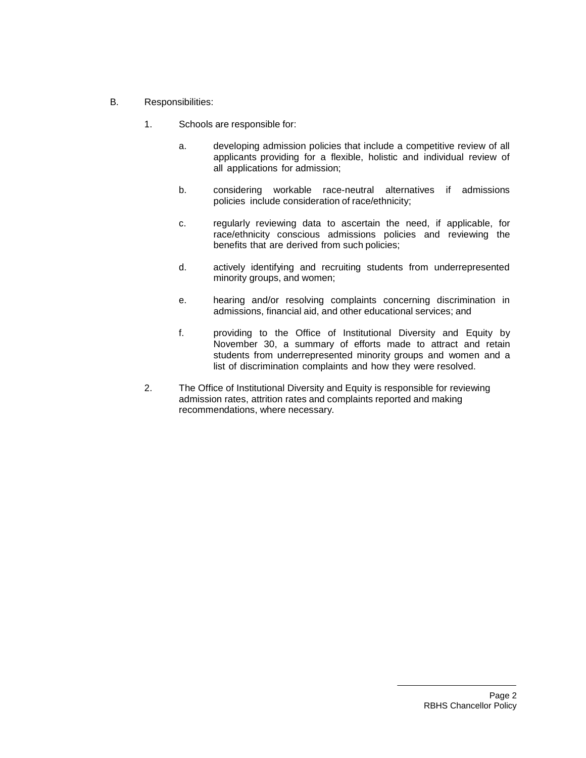B. Responsibilities:

1. Schools are responsible for:

   a. developing admission policies that include a competitive review of all applicants providing for a flexible, holistic and individual review of all applications for admission;

   b. considering workable race-neutral alternatives if admissions policies include consideration of race/ethnicity;

   c. regularly reviewing data to ascertain the need, if applicable, for race/ethnicity conscious admissions policies and reviewing the benefits that are derived from such policies;

   d. actively identifying and recruiting students from underrepresented minority groups, and women;

   e. hearing and/or resolving complaints concerning discrimination in admissions, financial aid, and other educational services; and

   f. providing to the Office of Institutional Diversity and Equity by November 30, a summary of efforts made to attract and retain students from underrepresented minority groups and women and a list of discrimination complaints and how they were resolved.

2. The Office of Institutional Diversity and Equity is responsible for reviewing admission rates, attrition rates and complaints reported and making recommendations, where necessary.